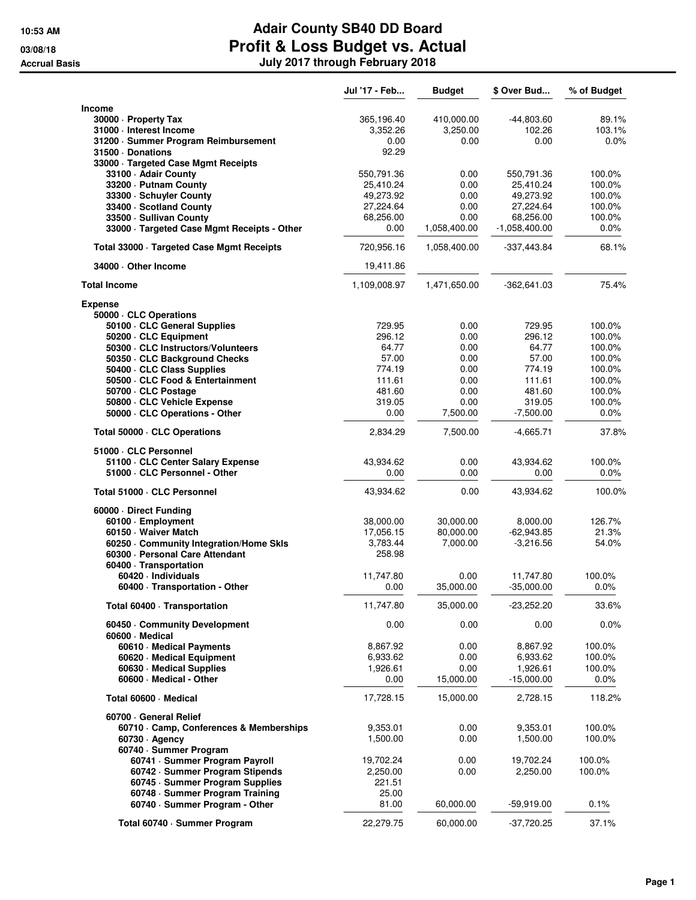# Adair County SB40 DD Board
## Profit & Loss Budget vs. Actual
### July 2017 through February 2018

10:53 AM
03/08/18
Accrual Basis

| | Jul '17 - Feb... | Budget | $ Over Bud... | % of Budget |
|---|---|---|---|---|
| **Income** | | | | |
| 30000 · Property Tax | 365,196.40 | 410,000.00 | -44,803.60 | 89.1% |
| 31000 · Interest Income | 3,352.26 | 3,250.00 | 102.26 | 103.1% |
| 31200 · Summer Program Reimbursement | 0.00 | 0.00 | 0.00 | 0.0% |
| 31500 · Donations | 92.29 | | | |
| 33000 · Targeted Case Mgmt Receipts | | | | |
| 33100 · Adair County | 550,791.36 | 0.00 | 550,791.36 | 100.0% |
| 33200 · Putnam County | 25,410.24 | 0.00 | 25,410.24 | 100.0% |
| 33300 · Schuyler County | 49,273.92 | 0.00 | 49,273.92 | 100.0% |
| 33400 · Scotland County | 27,224.64 | 0.00 | 27,224.64 | 100.0% |
| 33500 · Sullivan County | 68,256.00 | 0.00 | 68,256.00 | 100.0% |
| 33000 · Targeted Case Mgmt Receipts - Other | 0.00 | 1,058,400.00 | -1,058,400.00 | 0.0% |
| Total 33000 · Targeted Case Mgmt Receipts | 720,956.16 | 1,058,400.00 | -337,443.84 | 68.1% |
| 34000 · Other Income | 19,411.86 | | | |
| **Total Income** | 1,109,008.97 | 1,471,650.00 | -362,641.03 | 75.4% |
| **Expense** | | | | |
| 50000 · CLC Operations | | | | |
| 50100 · CLC General Supplies | 729.95 | 0.00 | 729.95 | 100.0% |
| 50200 · CLC Equipment | 296.12 | 0.00 | 296.12 | 100.0% |
| 50300 · CLC Instructors/Volunteers | 64.77 | 0.00 | 64.77 | 100.0% |
| 50350 · CLC Background Checks | 57.00 | 0.00 | 57.00 | 100.0% |
| 50400 · CLC Class Supplies | 774.19 | 0.00 | 774.19 | 100.0% |
| 50500 · CLC Food & Entertainment | 111.61 | 0.00 | 111.61 | 100.0% |
| 50700 · CLC Postage | 481.60 | 0.00 | 481.60 | 100.0% |
| 50800 · CLC Vehicle Expense | 319.05 | 0.00 | 319.05 | 100.0% |
| 50000 · CLC Operations - Other | 0.00 | 7,500.00 | -7,500.00 | 0.0% |
| Total 50000 · CLC Operations | 2,834.29 | 7,500.00 | -4,665.71 | 37.8% |
| 51000 · CLC Personnel | | | | |
| 51100 · CLC Center Salary Expense | 43,934.62 | 0.00 | 43,934.62 | 100.0% |
| 51000 · CLC Personnel - Other | 0.00 | 0.00 | 0.00 | 0.0% |
| Total 51000 · CLC Personnel | 43,934.62 | 0.00 | 43,934.62 | 100.0% |
| 60000 · Direct Funding | | | | |
| 60100 · Employment | 38,000.00 | 30,000.00 | 8,000.00 | 126.7% |
| 60150 · Waiver Match | 17,056.15 | 80,000.00 | -62,943.85 | 21.3% |
| 60250 · Community Integration/Home Skls | 3,783.44 | 7,000.00 | -3,216.56 | 54.0% |
| 60300 · Personal Care Attendant | 258.98 | | | |
| 60400 · Transportation | | | | |
| 60420 · Individuals | 11,747.80 | 0.00 | 11,747.80 | 100.0% |
| 60400 · Transportation - Other | 0.00 | 35,000.00 | -35,000.00 | 0.0% |
| Total 60400 · Transportation | 11,747.80 | 35,000.00 | -23,252.20 | 33.6% |
| 60450 · Community Development | 0.00 | 0.00 | 0.00 | 0.0% |
| 60600 · Medical | | | | |
| 60610 · Medical Payments | 8,867.92 | 0.00 | 8,867.92 | 100.0% |
| 60620 · Medical Equipment | 6,933.62 | 0.00 | 6,933.62 | 100.0% |
| 60630 · Medical Supplies | 1,926.61 | 0.00 | 1,926.61 | 100.0% |
| 60600 · Medical - Other | 0.00 | 15,000.00 | -15,000.00 | 0.0% |
| Total 60600 · Medical | 17,728.15 | 15,000.00 | 2,728.15 | 118.2% |
| 60700 · General Relief | | | | |
| 60710 · Camp, Conferences & Memberships | 9,353.01 | 0.00 | 9,353.01 | 100.0% |
| 60730 · Agency | 1,500.00 | 0.00 | 1,500.00 | 100.0% |
| 60740 · Summer Program | | | | |
| 60741 · Summer Program Payroll | 19,702.24 | 0.00 | 19,702.24 | 100.0% |
| 60742 · Summer Program Stipends | 2,250.00 | 0.00 | 2,250.00 | 100.0% |
| 60745 · Summer Program Supplies | 221.51 | | | |
| 60748 · Summer Program Training | 25.00 | | | |
| 60740 · Summer Program - Other | 81.00 | 60,000.00 | -59,919.00 | 0.1% |
| Total 60740 · Summer Program | 22,279.75 | 60,000.00 | -37,720.25 | 37.1% |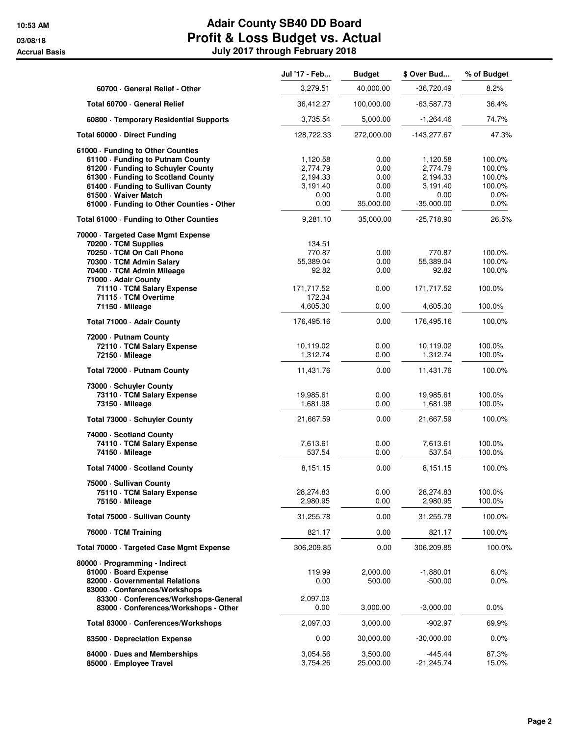# Adair County SB40 DD Board

## Profit & Loss Budget vs. Actual

### July 2017 through February 2018

10:53 AM
03/08/18
Accrual Basis

| | Jul '17 - Feb... | Budget | $ Over Bud... | % of Budget |
|---|---|---|---|---|
| 60700 · General Relief - Other | 3,279.51 | 40,000.00 | -36,720.49 | 8.2% |
| Total 60700 · General Relief | 36,412.27 | 100,000.00 | -63,587.73 | 36.4% |
| 60800 · Temporary Residential Supports | 3,735.54 | 5,000.00 | -1,264.46 | 74.7% |
| **Total 60000 · Direct Funding** | 128,722.33 | 272,000.00 | -143,277.67 | 47.3% |
| **61000 · Funding to Other Counties** | | | | |
| 61100 · Funding to Putnam County | 1,120.58 | 0.00 | 1,120.58 | 100.0% |
| 61200 · Funding to Schuyler County | 2,774.79 | 0.00 | 2,774.79 | 100.0% |
| 61300 · Funding to Scotland County | 2,194.33 | 0.00 | 2,194.33 | 100.0% |
| 61400 · Funding to Sullivan County | 3,191.40 | 0.00 | 3,191.40 | 100.0% |
| 61500 · Waiver Match | 0.00 | 0.00 | 0.00 | 0.0% |
| 61000 · Funding to Other Counties - Other | 0.00 | 35,000.00 | -35,000.00 | 0.0% |
| **Total 61000 · Funding to Other Counties** | 9,281.10 | 35,000.00 | -25,718.90 | 26.5% |
| **70000 · Targeted Case Mgmt Expense** | | | | |
| 70200 · TCM Supplies | 134.51 | | | |
| 70250 · TCM On Call Phone | 770.87 | 0.00 | 770.87 | 100.0% |
| 70300 · TCM Admin Salary | 55,389.04 | 0.00 | 55,389.04 | 100.0% |
| 70400 · TCM Admin Mileage | 92.82 | 0.00 | 92.82 | 100.0% |
| 71000 · Adair County | | | | |
| 71110 · TCM Salary Expense | 171,717.52 | 0.00 | 171,717.52 | 100.0% |
| 71115 · TCM Overtime | 172.34 | | | |
| 71150 · Mileage | 4,605.30 | 0.00 | 4,605.30 | 100.0% |
| Total 71000 · Adair County | 176,495.16 | 0.00 | 176,495.16 | 100.0% |
| 72000 · Putnam County | | | | |
| 72110 · TCM Salary Expense | 10,119.02 | 0.00 | 10,119.02 | 100.0% |
| 72150 · Mileage | 1,312.74 | 0.00 | 1,312.74 | 100.0% |
| Total 72000 · Putnam County | 11,431.76 | 0.00 | 11,431.76 | 100.0% |
| 73000 · Schuyler County | | | | |
| 73110 · TCM Salary Expense | 19,985.61 | 0.00 | 19,985.61 | 100.0% |
| 73150 · Mileage | 1,681.98 | 0.00 | 1,681.98 | 100.0% |
| Total 73000 · Schuyler County | 21,667.59 | 0.00 | 21,667.59 | 100.0% |
| 74000 · Scotland County | | | | |
| 74110 · TCM Salary Expense | 7,613.61 | 0.00 | 7,613.61 | 100.0% |
| 74150 · Mileage | 537.54 | 0.00 | 537.54 | 100.0% |
| Total 74000 · Scotland County | 8,151.15 | 0.00 | 8,151.15 | 100.0% |
| 75000 · Sullivan County | | | | |
| 75110 · TCM Salary Expense | 28,274.83 | 0.00 | 28,274.83 | 100.0% |
| 75150 · Mileage | 2,980.95 | 0.00 | 2,980.95 | 100.0% |
| Total 75000 · Sullivan County | 31,255.78 | 0.00 | 31,255.78 | 100.0% |
| 76000 · TCM Training | 821.17 | 0.00 | 821.17 | 100.0% |
| **Total 70000 · Targeted Case Mgmt Expense** | 306,209.85 | 0.00 | 306,209.85 | 100.0% |
| **80000 · Programming - Indirect** | | | | |
| 81000 · Board Expense | 119.99 | 2,000.00 | -1,880.01 | 6.0% |
| 82000 · Governmental Relations | 0.00 | 500.00 | -500.00 | 0.0% |
| 83000 · Conferences/Workshops | | | | |
| 83300 · Conferences/Workshops-General | 2,097.03 | | | |
| 83000 · Conferences/Workshops - Other | 0.00 | 3,000.00 | -3,000.00 | 0.0% |
| Total 83000 · Conferences/Workshops | 2,097.03 | 3,000.00 | -902.97 | 69.9% |
| 83500 · Depreciation Expense | 0.00 | 30,000.00 | -30,000.00 | 0.0% |
| 84000 · Dues and Memberships | 3,054.56 | 3,500.00 | -445.44 | 87.3% |
| 85000 · Employee Travel | 3,754.26 | 25,000.00 | -21,245.74 | 15.0% |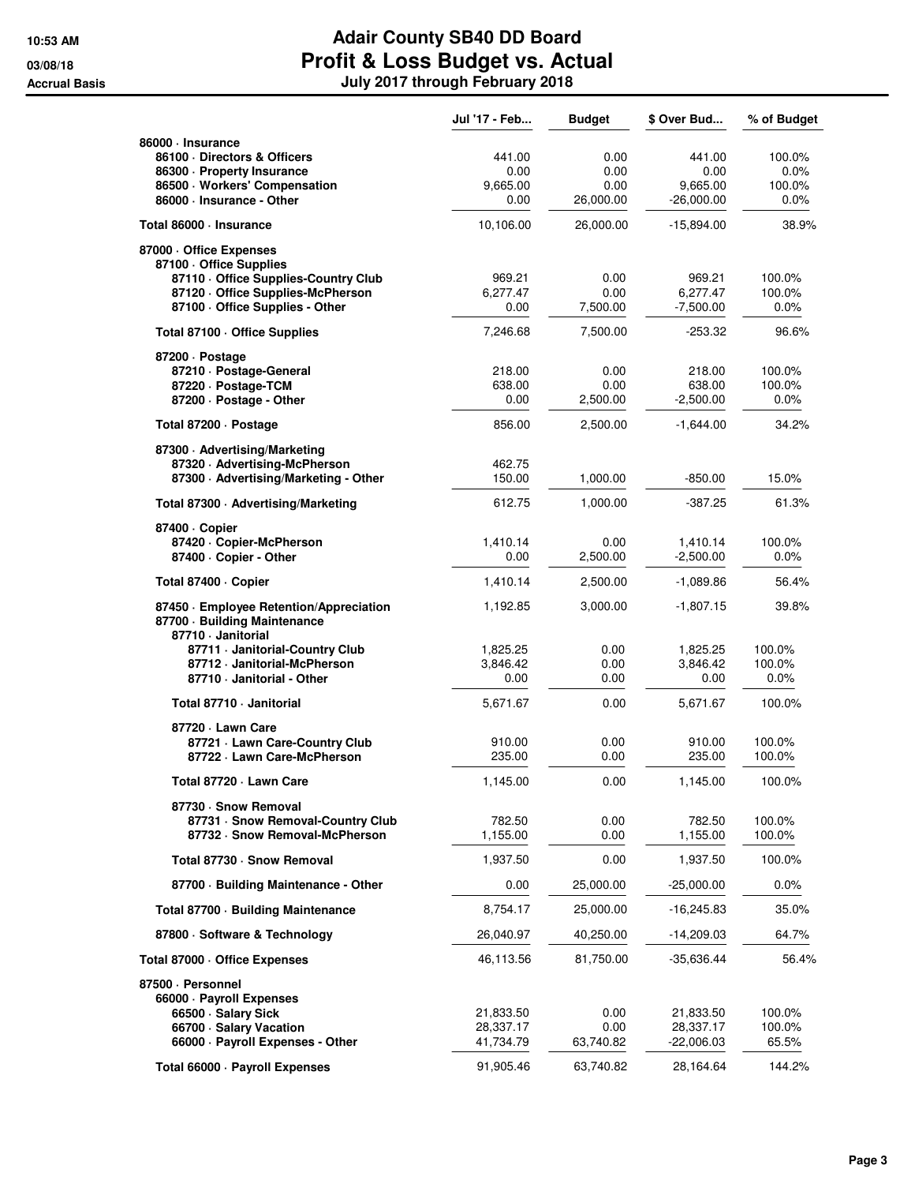# Adair County SB40 DD Board
## Profit & Loss Budget vs. Actual
### July 2017 through February 2018

10:53 AM
03/08/18
Accrual Basis

| | Jul '17 - Feb... | Budget | $ Over Bud... | % of Budget |
|---|---|---|---|---|
| 86000 · Insurance | | | | |
| 86100 · Directors & Officers | 441.00 | 0.00 | 441.00 | 100.0% |
| 86300 · Property Insurance | 0.00 | 0.00 | 0.00 | 0.0% |
| 86500 · Workers' Compensation | 9,665.00 | 0.00 | 9,665.00 | 100.0% |
| 86000 · Insurance - Other | 0.00 | 26,000.00 | -26,000.00 | 0.0% |
| Total 86000 · Insurance | 10,106.00 | 26,000.00 | -15,894.00 | 38.9% |
| 87000 · Office Expenses | | | | |
| 87100 · Office Supplies | | | | |
| 87110 · Office Supplies-Country Club | 969.21 | 0.00 | 969.21 | 100.0% |
| 87120 · Office Supplies-McPherson | 6,277.47 | 0.00 | 6,277.47 | 100.0% |
| 87100 · Office Supplies - Other | 0.00 | 7,500.00 | -7,500.00 | 0.0% |
| Total 87100 · Office Supplies | 7,246.68 | 7,500.00 | -253.32 | 96.6% |
| 87200 · Postage | | | | |
| 87210 · Postage-General | 218.00 | 0.00 | 218.00 | 100.0% |
| 87220 · Postage-TCM | 638.00 | 0.00 | 638.00 | 100.0% |
| 87200 · Postage - Other | 0.00 | 2,500.00 | -2,500.00 | 0.0% |
| Total 87200 · Postage | 856.00 | 2,500.00 | -1,644.00 | 34.2% |
| 87300 · Advertising/Marketing | | | | |
| 87320 · Advertising-McPherson | 462.75 | | | |
| 87300 · Advertising/Marketing - Other | 150.00 | 1,000.00 | -850.00 | 15.0% |
| Total 87300 · Advertising/Marketing | 612.75 | 1,000.00 | -387.25 | 61.3% |
| 87400 · Copier | | | | |
| 87420 · Copier-McPherson | 1,410.14 | 0.00 | 1,410.14 | 100.0% |
| 87400 · Copier - Other | 0.00 | 2,500.00 | -2,500.00 | 0.0% |
| Total 87400 · Copier | 1,410.14 | 2,500.00 | -1,089.86 | 56.4% |
| 87450 · Employee Retention/Appreciation | 1,192.85 | 3,000.00 | -1,807.15 | 39.8% |
| 87700 · Building Maintenance | | | | |
| 87710 · Janitorial | | | | |
| 87711 · Janitorial-Country Club | 1,825.25 | 0.00 | 1,825.25 | 100.0% |
| 87712 · Janitorial-McPherson | 3,846.42 | 0.00 | 3,846.42 | 100.0% |
| 87710 · Janitorial - Other | 0.00 | 0.00 | 0.00 | 0.0% |
| Total 87710 · Janitorial | 5,671.67 | 0.00 | 5,671.67 | 100.0% |
| 87720 · Lawn Care | | | | |
| 87721 · Lawn Care-Country Club | 910.00 | 0.00 | 910.00 | 100.0% |
| 87722 · Lawn Care-McPherson | 235.00 | 0.00 | 235.00 | 100.0% |
| Total 87720 · Lawn Care | 1,145.00 | 0.00 | 1,145.00 | 100.0% |
| 87730 · Snow Removal | | | | |
| 87731 · Snow Removal-Country Club | 782.50 | 0.00 | 782.50 | 100.0% |
| 87732 · Snow Removal-McPherson | 1,155.00 | 0.00 | 1,155.00 | 100.0% |
| Total 87730 · Snow Removal | 1,937.50 | 0.00 | 1,937.50 | 100.0% |
| 87700 · Building Maintenance - Other | 0.00 | 25,000.00 | -25,000.00 | 0.0% |
| Total 87700 · Building Maintenance | 8,754.17 | 25,000.00 | -16,245.83 | 35.0% |
| 87800 · Software & Technology | 26,040.97 | 40,250.00 | -14,209.03 | 64.7% |
| Total 87000 · Office Expenses | 46,113.56 | 81,750.00 | -35,636.44 | 56.4% |
| 87500 · Personnel | | | | |
| 66000 · Payroll Expenses | | | | |
| 66500 · Salary Sick | 21,833.50 | 0.00 | 21,833.50 | 100.0% |
| 66700 · Salary Vacation | 28,337.17 | 0.00 | 28,337.17 | 100.0% |
| 66000 · Payroll Expenses - Other | 41,734.79 | 63,740.82 | -22,006.03 | 65.5% |
| Total 66000 · Payroll Expenses | 91,905.46 | 63,740.82 | 28,164.64 | 144.2% |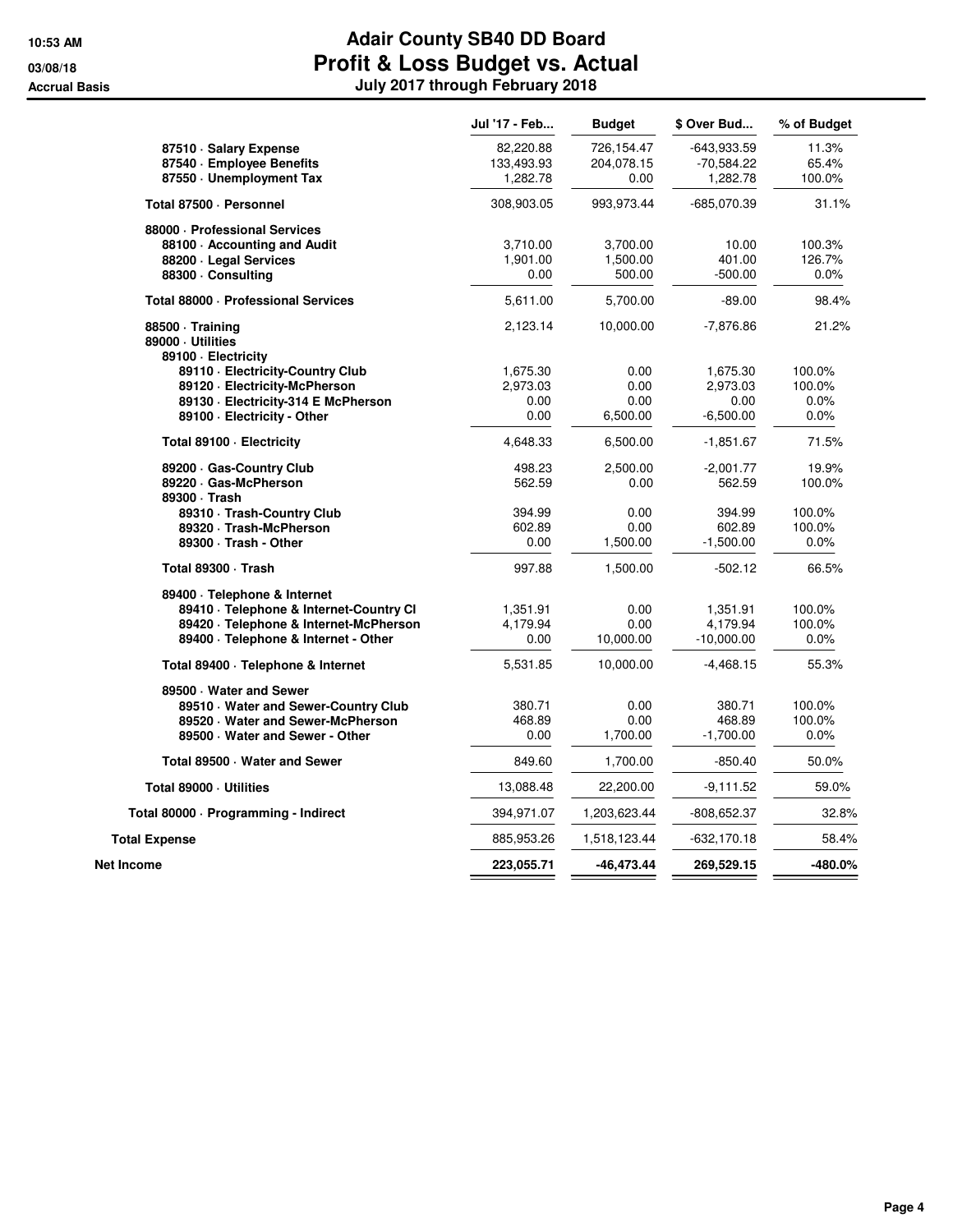# Adair County SB40 DD Board
## Profit & Loss Budget vs. Actual
### July 2017 through February 2018

10:53 AM
03/08/18
Accrual Basis

| | Jul '17 - Feb... | Budget | $ Over Bud... | % of Budget |
|---|---|---|---|---|
| 87510 · Salary Expense | 82,220.88 | 726,154.47 | -643,933.59 | 11.3% |
| 87540 · Employee Benefits | 133,493.93 | 204,078.15 | -70,584.22 | 65.4% |
| 87550 · Unemployment Tax | 1,282.78 | 0.00 | 1,282.78 | 100.0% |
| **Total 87500 · Personnel** | 308,903.05 | 993,973.44 | -685,070.39 | 31.1% |
| 88000 · Professional Services | | | | |
| 88100 · Accounting and Audit | 3,710.00 | 3,700.00 | 10.00 | 100.3% |
| 88200 · Legal Services | 1,901.00 | 1,500.00 | 401.00 | 126.7% |
| 88300 · Consulting | 0.00 | 500.00 | -500.00 | 0.0% |
| **Total 88000 · Professional Services** | 5,611.00 | 5,700.00 | -89.00 | 98.4% |
| 88500 · Training | 2,123.14 | 10,000.00 | -7,876.86 | 21.2% |
| 89000 · Utilities | | | | |
| 89100 · Electricity | | | | |
| 89110 · Electricity-Country Club | 1,675.30 | 0.00 | 1,675.30 | 100.0% |
| 89120 · Electricity-McPherson | 2,973.03 | 0.00 | 2,973.03 | 100.0% |
| 89130 · Electricity-314 E McPherson | 0.00 | 0.00 | 0.00 | 0.0% |
| 89100 · Electricity - Other | 0.00 | 6,500.00 | -6,500.00 | 0.0% |
| **Total 89100 · Electricity** | 4,648.33 | 6,500.00 | -1,851.67 | 71.5% |
| 89200 · Gas-Country Club | 498.23 | 2,500.00 | -2,001.77 | 19.9% |
| 89220 · Gas-McPherson | 562.59 | 0.00 | 562.59 | 100.0% |
| 89300 · Trash | | | | |
| 89310 · Trash-Country Club | 394.99 | 0.00 | 394.99 | 100.0% |
| 89320 · Trash-McPherson | 602.89 | 0.00 | 602.89 | 100.0% |
| 89300 · Trash - Other | 0.00 | 1,500.00 | -1,500.00 | 0.0% |
| **Total 89300 · Trash** | 997.88 | 1,500.00 | -502.12 | 66.5% |
| 89400 · Telephone & Internet | | | | |
| 89410 · Telephone & Internet-Country Cl | 1,351.91 | 0.00 | 1,351.91 | 100.0% |
| 89420 · Telephone & Internet-McPherson | 4,179.94 | 0.00 | 4,179.94 | 100.0% |
| 89400 · Telephone & Internet - Other | 0.00 | 10,000.00 | -10,000.00 | 0.0% |
| **Total 89400 · Telephone & Internet** | 5,531.85 | 10,000.00 | -4,468.15 | 55.3% |
| 89500 · Water and Sewer | | | | |
| 89510 · Water and Sewer-Country Club | 380.71 | 0.00 | 380.71 | 100.0% |
| 89520 · Water and Sewer-McPherson | 468.89 | 0.00 | 468.89 | 100.0% |
| 89500 · Water and Sewer - Other | 0.00 | 1,700.00 | -1,700.00 | 0.0% |
| **Total 89500 · Water and Sewer** | 849.60 | 1,700.00 | -850.40 | 50.0% |
| **Total 89000 · Utilities** | 13,088.48 | 22,200.00 | -9,111.52 | 59.0% |
| **Total 80000 · Programming - Indirect** | 394,971.07 | 1,203,623.44 | -808,652.37 | 32.8% |
| **Total Expense** | 885,953.26 | 1,518,123.44 | -632,170.18 | 58.4% |
| **Net Income** | **223,055.71** | **-46,473.44** | **269,529.15** | **-480.0%** |